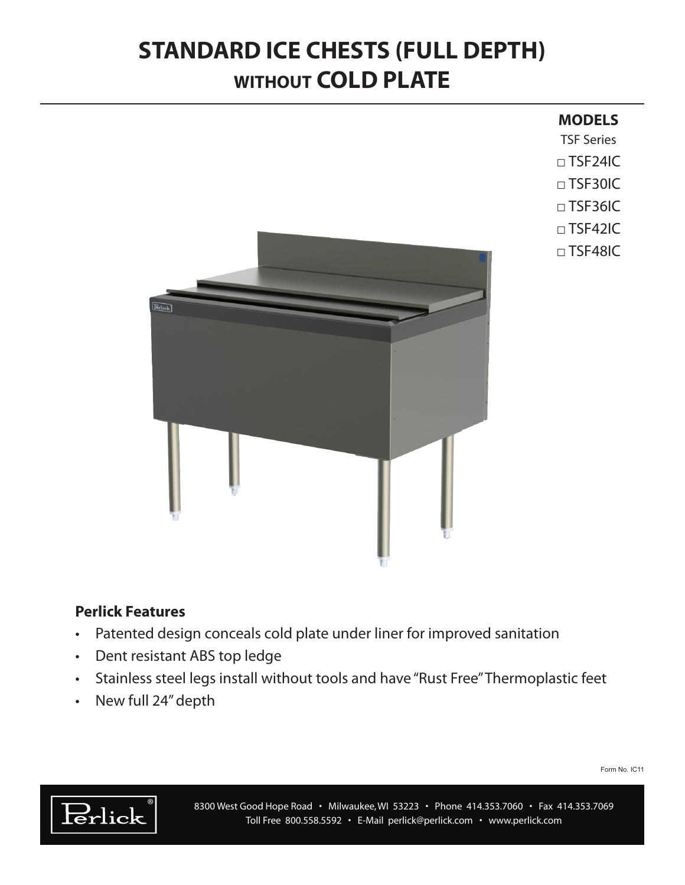# STANDARD ICE CHESTS (FULL DEPTH)
## WITHOUT COLD PLATE

**MODELS**

TSF Series

- □ TSF24IC
- □ TSF30IC
- □ TSF36IC
- □ TSF42IC
- □ TSF48IC

**Perlick Features**

- Patented design conceals cold plate under liner for improved sanitation
- Dent resistant ABS top ledge
- Stainless steel legs install without tools and have "Rust Free" Thermoplastic feet
- New full 24" depth

Form No. IC11

8300 West Good Hope Road • Milwaukee, WI 53223 • Phone 414.353.7060 • Fax 414.353.7069
Toll Free 800.558.5592 • E-Mail perlick@perlick.com • www.perlick.com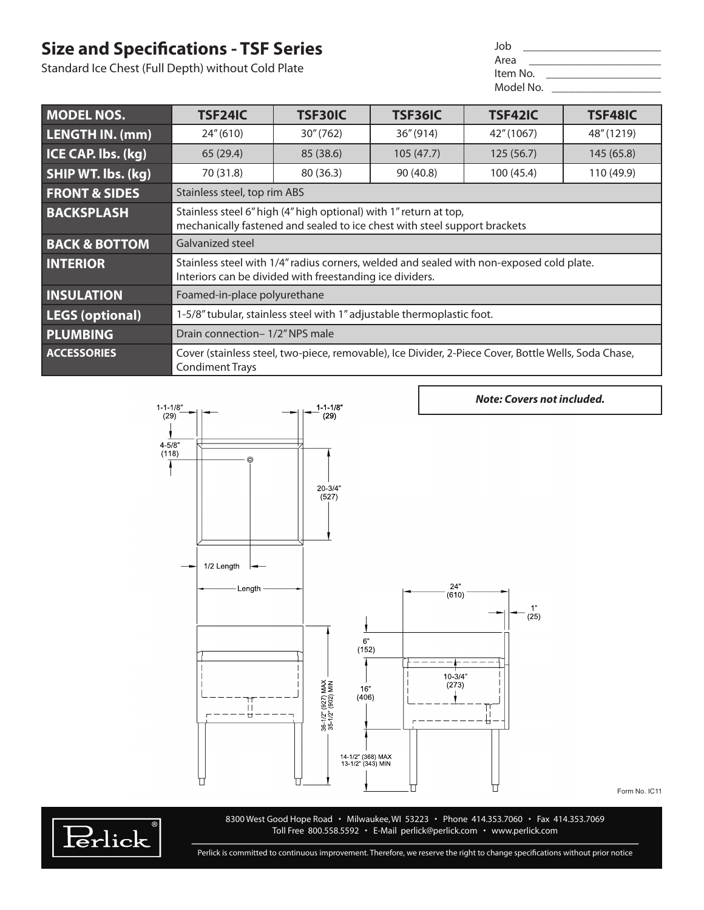# Size and Specifications - TSF Series

Standard Ice Chest (Full Depth) without Cold Plate

Job \_\_\_\_\_\_\_\_\_\_\_\_\_\_\_\_\_\_\_\_
Area \_\_\_\_\_\_\_\_\_\_\_\_\_\_\_\_\_\_\_\_
Item No. \_\_\_\_\_\_\_\_\_\_\_\_\_\_\_\_\_\_\_\_
Model No. \_\_\_\_\_\_\_\_\_\_\_\_\_\_\_\_\_\_\_\_

| MODEL NOS. | TSF24IC | TSF30IC | TSF36IC | TSF42IC | TSF48IC |
|---|---|---|---|---|---|
| LENGTH IN. (mm) | 24" (610) | 30" (762) | 36" (914) | 42" (1067) | 48" (1219) |
| ICE CAP. lbs. (kg) | 65 (29.4) | 85 (38.6) | 105 (47.7) | 125 (56.7) | 145 (65.8) |
| SHIP WT. lbs. (kg) | 70 (31.8) | 80 (36.3) | 90 (40.8) | 100 (45.4) | 110 (49.9) |
| FRONT & SIDES | Stainless steel, top rim ABS | | | | |
| BACKSPLASH | Stainless steel 6" high (4" high optional) with 1" return at top, mechanically fastened and sealed to ice chest with steel support brackets | | | | |
| BACK & BOTTOM | Galvanized steel | | | | |
| INTERIOR | Stainless steel with 1/4" radius corners, welded and sealed with non-exposed cold plate. Interiors can be divided with freestanding ice dividers. | | | | |
| INSULATION | Foamed-in-place polyurethane | | | | |
| LEGS (optional) | 1-5/8" tubular, stainless steel with 1" adjustable thermoplastic foot. | | | | |
| PLUMBING | Drain connection– 1/2" NPS male | | | | |
| ACCESSORIES | Cover (stainless steel, two-piece, removable), Ice Divider, 2-Piece Cover, Bottle Wells, Soda Chase, Condiment Trays | | | | |

***Note: Covers not included.***

1-1-1/8"
(29)

1-1-1/8"
(29)

4-5/8"
(118)

20-3/4"
(527)

1/2 Length

Length

36-1/2" (927) MAX
35-1/2" (902) MIN

24"
(610)

1"
(25)

6"
(152)

16"
(406)

10-3/4"
(273)

14-1/2" (368) MAX
13-1/2" (343) MIN

Form No. IC11

Perlick®

8300 West Good Hope Road • Milwaukee, WI 53223 • Phone 414.353.7060 • Fax 414.353.7069
Toll Free 800.558.5592 • E-Mail perlick@perlick.com • www.perlick.com

Perlick is committed to continuous improvement. Therefore, we reserve the right to change specifications without prior notice